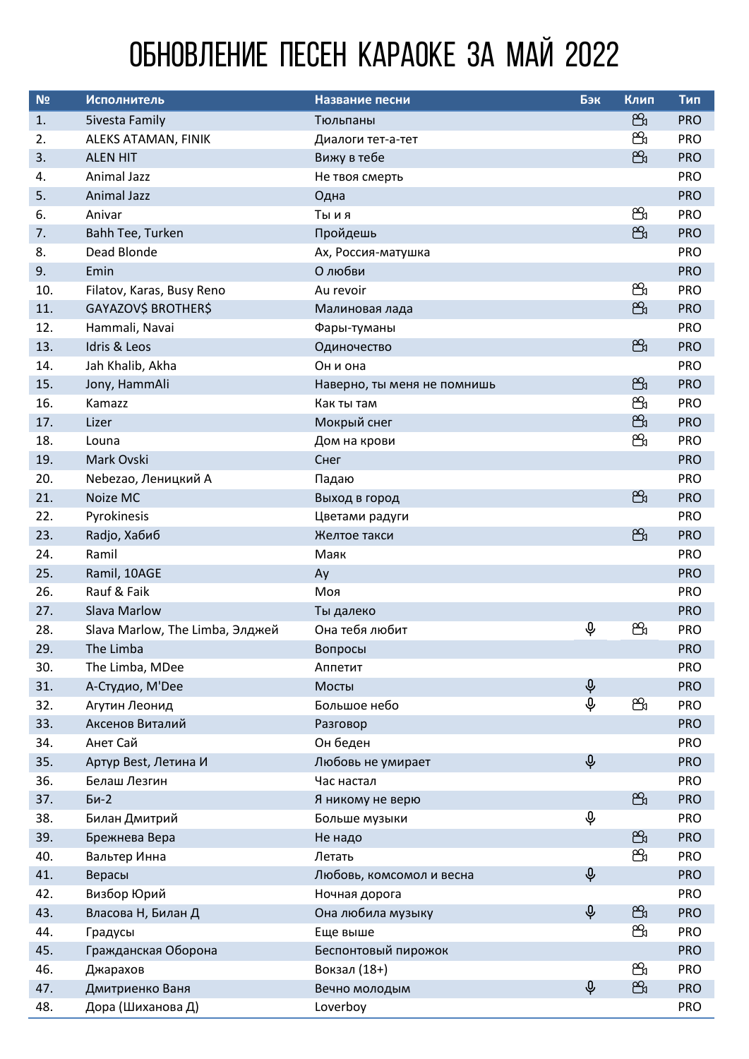# ОБНОВЛЕНИЕ ПЕСЕН КАРАОКЕ ЗА МАЙ 2022

| № | Исполнитель | Название песни | Бэк | Клип | Тип |
|---|---|---|---|---|---|
| 1. | 5ivesta Family | Тюльпаны | | 🎥 | PRO |
| 2. | ALEKS ATAMAN, FINIK | Диалоги тет-а-тет | | 🎥 | PRO |
| 3. | ALEN HIT | Вижу в тебе | | 🎥 | PRO |
| 4. | Animal Jazz | Не твоя смерть | | | PRO |
| 5. | Animal Jazz | Одна | | | PRO |
| 6. | Anivar | Ты и я | | 🎥 | PRO |
| 7. | Bahh Tee, Turken | Пройдешь | | 🎥 | PRO |
| 8. | Dead Blonde | Ах, Россия-матушка | | | PRO |
| 9. | Emin | О любви | | | PRO |
| 10. | Filatov, Karas, Busy Reno | Au revoir | | 🎥 | PRO |
| 11. | GAYAZOV$ BROTHER$ | Малиновая лада | | 🎥 | PRO |
| 12. | Hammali, Navai | Фары-туманы | | | PRO |
| 13. | Idris & Leos | Одиночество | | 🎥 | PRO |
| 14. | Jah Khalib, Akha | Он и она | | | PRO |
| 15. | Jony, HammAli | Наверно, ты меня не помнишь | | 🎥 | PRO |
| 16. | Kamazz | Как ты там | | 🎥 | PRO |
| 17. | Lizer | Мокрый снег | | 🎥 | PRO |
| 18. | Louna | Дом на крови | | 🎥 | PRO |
| 19. | Mark Ovski | Снег | | | PRO |
| 20. | Nebezao, Леницкий А | Падаю | | | PRO |
| 21. | Noize MC | Выход в город | | 🎥 | PRO |
| 22. | Pyrokinesis | Цветами радуги | | | PRO |
| 23. | Radjo, Хабиб | Желтое такси | | 🎥 | PRO |
| 24. | Ramil | Маяк | | | PRO |
| 25. | Ramil, 10AGE | Ау | | | PRO |
| 26. | Rauf & Faik | Моя | | | PRO |
| 27. | Slava Marlow | Ты далеко | | | PRO |
| 28. | Slava Marlow, The Limba, Элджей | Она тебя любит | 🎤 | 🎥 | PRO |
| 29. | The Limba | Вопросы | | | PRO |
| 30. | The Limba, MDee | Аппетит | | | PRO |
| 31. | А-Студио, M'Dee | Мосты | 🎤 | | PRO |
| 32. | Агутин Леонид | Большое небо | 🎤 | 🎥 | PRO |
| 33. | Аксенов Виталий | Разговор | | | PRO |
| 34. | Анет Сай | Он беден | | | PRO |
| 35. | Артур Best, Летина И | Любовь не умирает | 🎤 | | PRO |
| 36. | Белаш Лезгин | Час настал | | | PRO |
| 37. | Би-2 | Я никому не верю | | 🎥 | PRO |
| 38. | Билан Дмитрий | Больше музыки | 🎤 | | PRO |
| 39. | Брежнева Вера | Не надо | | 🎥 | PRO |
| 40. | Вальтер Инна | Летать | | 🎥 | PRO |
| 41. | Верасы | Любовь, комсомол и весна | 🎤 | | PRO |
| 42. | Визбор Юрий | Ночная дорога | | | PRO |
| 43. | Власова Н, Билан Д | Она любила музыку | 🎤 | 🎥 | PRO |
| 44. | Градусы | Еще выше | | 🎥 | PRO |
| 45. | Гражданская Оборона | Беспонтовый пирожок | | | PRO |
| 46. | Джарахов | Вокзал (18+) | | 🎥 | PRO |
| 47. | Дмитриенко Ваня | Вечно молодым | 🎤 | 🎥 | PRO |
| 48. | Дора (Шиханова Д) | Loverboy | | | PRO |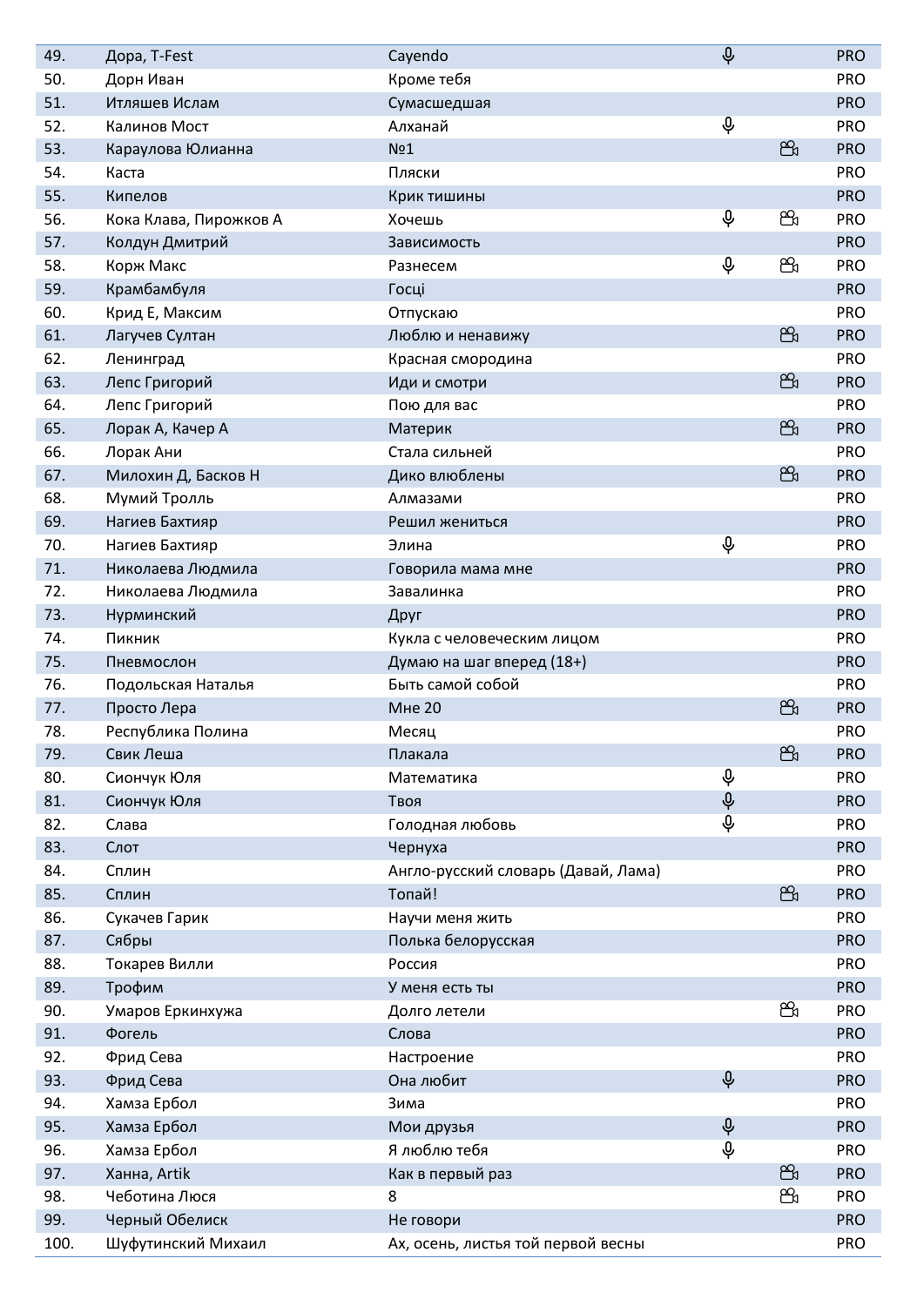| | | | | | |
|---|---|---|---|---|---|
| 49. | Дора, T-Fest | Cayendo | 🎙 | | PRO |
| 50. | Дорн Иван | Кроме тебя | | | PRO |
| 51. | Итляшев Ислам | Сумасшедшая | | | PRO |
| 52. | Калинов Мост | Алханай | 🎙 | | PRO |
| 53. | Караулова Юлианна | №1 | | 🎥 | PRO |
| 54. | Каста | Пляски | | | PRO |
| 55. | Кипелов | Крик тишины | | | PRO |
| 56. | Кока Клава, Пирожков А | Хочешь | 🎙 | 🎥 | PRO |
| 57. | Колдун Дмитрий | Зависимость | | | PRO |
| 58. | Корж Макс | Разнесем | 🎙 | 🎥 | PRO |
| 59. | Крамбамбуля | Госці | | | PRO |
| 60. | Крид Е, Максим | Отпускаю | | | PRO |
| 61. | Лагучев Султан | Люблю и ненавижу | | 🎥 | PRO |
| 62. | Ленинград | Красная смородина | | | PRO |
| 63. | Лепс Григорий | Иди и смотри | | 🎥 | PRO |
| 64. | Лепс Григорий | Пою для вас | | | PRO |
| 65. | Лорак А, Качер А | Материк | | 🎥 | PRO |
| 66. | Лорак Ани | Стала сильней | | | PRO |
| 67. | Милохин Д, Басков Н | Дико влюблены | | 🎥 | PRO |
| 68. | Мумий Тролль | Алмазами | | | PRO |
| 69. | Нагиев Бахтияр | Решил жениться | | | PRO |
| 70. | Нагиев Бахтияр | Элина | 🎙 | | PRO |
| 71. | Николаева Людмила | Говорила мама мне | | | PRO |
| 72. | Николаева Людмила | Завалинка | | | PRO |
| 73. | Нурминский | Друг | | | PRO |
| 74. | Пикник | Кукла с человеческим лицом | | | PRO |
| 75. | Пневмослон | Думаю на шаг вперед (18+) | | | PRO |
| 76. | Подольская Наталья | Быть самой собой | | | PRO |
| 77. | Просто Лера | Мне 20 | | 🎥 | PRO |
| 78. | Республика Полина | Месяц | | | PRO |
| 79. | Свик Леша | Плакала | | 🎥 | PRO |
| 80. | Сиончук Юля | Математика | 🎙 | | PRO |
| 81. | Сиончук Юля | Твоя | 🎙 | | PRO |
| 82. | Слава | Голодная любовь | 🎙 | | PRO |
| 83. | Слот | Чернуха | | | PRO |
| 84. | Сплин | Англо-русский словарь (Давай, Лама) | | | PRO |
| 85. | Сплин | Топай! | | 🎥 | PRO |
| 86. | Сукачев Гарик | Научи меня жить | | | PRO |
| 87. | Сябры | Полька белорусская | | | PRO |
| 88. | Токарев Вилли | Россия | | | PRO |
| 89. | Трофим | У меня есть ты | | | PRO |
| 90. | Умаров Еркинхужа | Долго летели | | 🎥 | PRO |
| 91. | Фогель | Слова | | | PRO |
| 92. | Фрид Сева | Настроение | | | PRO |
| 93. | Фрид Сева | Она любит | 🎙 | | PRO |
| 94. | Хамза Ербол | Зима | | | PRO |
| 95. | Хамза Ербол | Мои друзья | 🎙 | | PRO |
| 96. | Хамза Ербол | Я люблю тебя | 🎙 | | PRO |
| 97. | Ханна, Artik | Как в первый раз | | 🎥 | PRO |
| 98. | Чеботина Люся | 8 | | 🎥 | PRO |
| 99. | Черный Обелиск | Не говори | | | PRO |
| 100. | Шуфутинский Михаил | Ах, осень, листья той первой весны | | | PRO |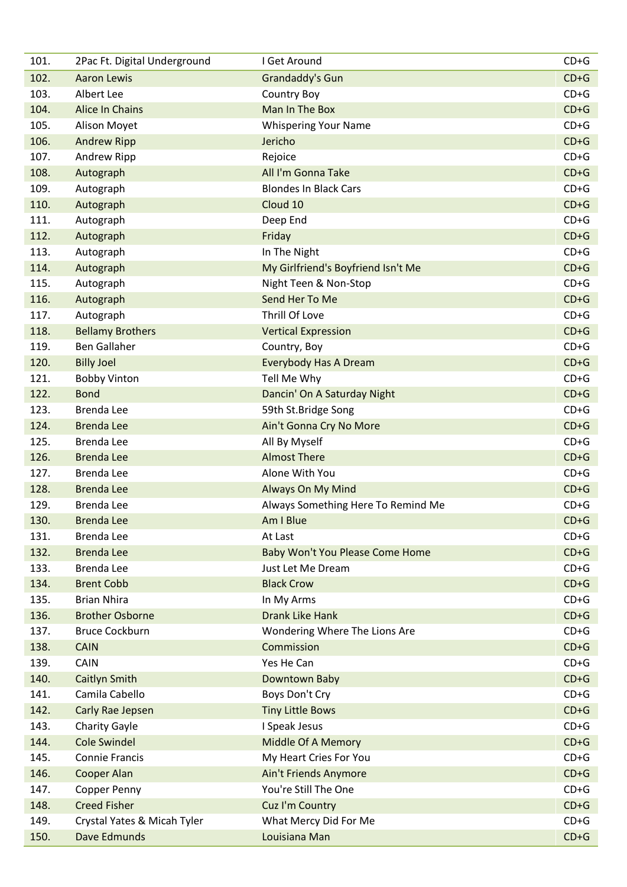| 101. | 2Pac Ft. Digital Underground | I Get Around | CD+G |
|---|---|---|---|
| 102. | Aaron Lewis | Grandaddy's Gun | CD+G |
| 103. | Albert Lee | Country Boy | CD+G |
| 104. | Alice In Chains | Man In The Box | CD+G |
| 105. | Alison Moyet | Whispering Your Name | CD+G |
| 106. | Andrew Ripp | Jericho | CD+G |
| 107. | Andrew Ripp | Rejoice | CD+G |
| 108. | Autograph | All I'm Gonna Take | CD+G |
| 109. | Autograph | Blondes In Black Cars | CD+G |
| 110. | Autograph | Cloud 10 | CD+G |
| 111. | Autograph | Deep End | CD+G |
| 112. | Autograph | Friday | CD+G |
| 113. | Autograph | In The Night | CD+G |
| 114. | Autograph | My Girlfriend's Boyfriend Isn't Me | CD+G |
| 115. | Autograph | Night Teen & Non-Stop | CD+G |
| 116. | Autograph | Send Her To Me | CD+G |
| 117. | Autograph | Thrill Of Love | CD+G |
| 118. | Bellamy Brothers | Vertical Expression | CD+G |
| 119. | Ben Gallaher | Country, Boy | CD+G |
| 120. | Billy Joel | Everybody Has A Dream | CD+G |
| 121. | Bobby Vinton | Tell Me Why | CD+G |
| 122. | Bond | Dancin' On A Saturday Night | CD+G |
| 123. | Brenda Lee | 59th St.Bridge Song | CD+G |
| 124. | Brenda Lee | Ain't Gonna Cry No More | CD+G |
| 125. | Brenda Lee | All By Myself | CD+G |
| 126. | Brenda Lee | Almost There | CD+G |
| 127. | Brenda Lee | Alone With You | CD+G |
| 128. | Brenda Lee | Always On My Mind | CD+G |
| 129. | Brenda Lee | Always Something Here To Remind Me | CD+G |
| 130. | Brenda Lee | Am I Blue | CD+G |
| 131. | Brenda Lee | At Last | CD+G |
| 132. | Brenda Lee | Baby Won't You Please Come Home | CD+G |
| 133. | Brenda Lee | Just Let Me Dream | CD+G |
| 134. | Brent Cobb | Black Crow | CD+G |
| 135. | Brian Nhira | In My Arms | CD+G |
| 136. | Brother Osborne | Drank Like Hank | CD+G |
| 137. | Bruce Cockburn | Wondering Where The Lions Are | CD+G |
| 138. | CAIN | Commission | CD+G |
| 139. | CAIN | Yes He Can | CD+G |
| 140. | Caitlyn Smith | Downtown Baby | CD+G |
| 141. | Camila Cabello | Boys Don't Cry | CD+G |
| 142. | Carly Rae Jepsen | Tiny Little Bows | CD+G |
| 143. | Charity Gayle | I Speak Jesus | CD+G |
| 144. | Cole Swindel | Middle Of A Memory | CD+G |
| 145. | Connie Francis | My Heart Cries For You | CD+G |
| 146. | Cooper Alan | Ain't Friends Anymore | CD+G |
| 147. | Copper Penny | You're Still The One | CD+G |
| 148. | Creed Fisher | Cuz I'm Country | CD+G |
| 149. | Crystal Yates & Micah Tyler | What Mercy Did For Me | CD+G |
| 150. | Dave Edmunds | Louisiana Man | CD+G |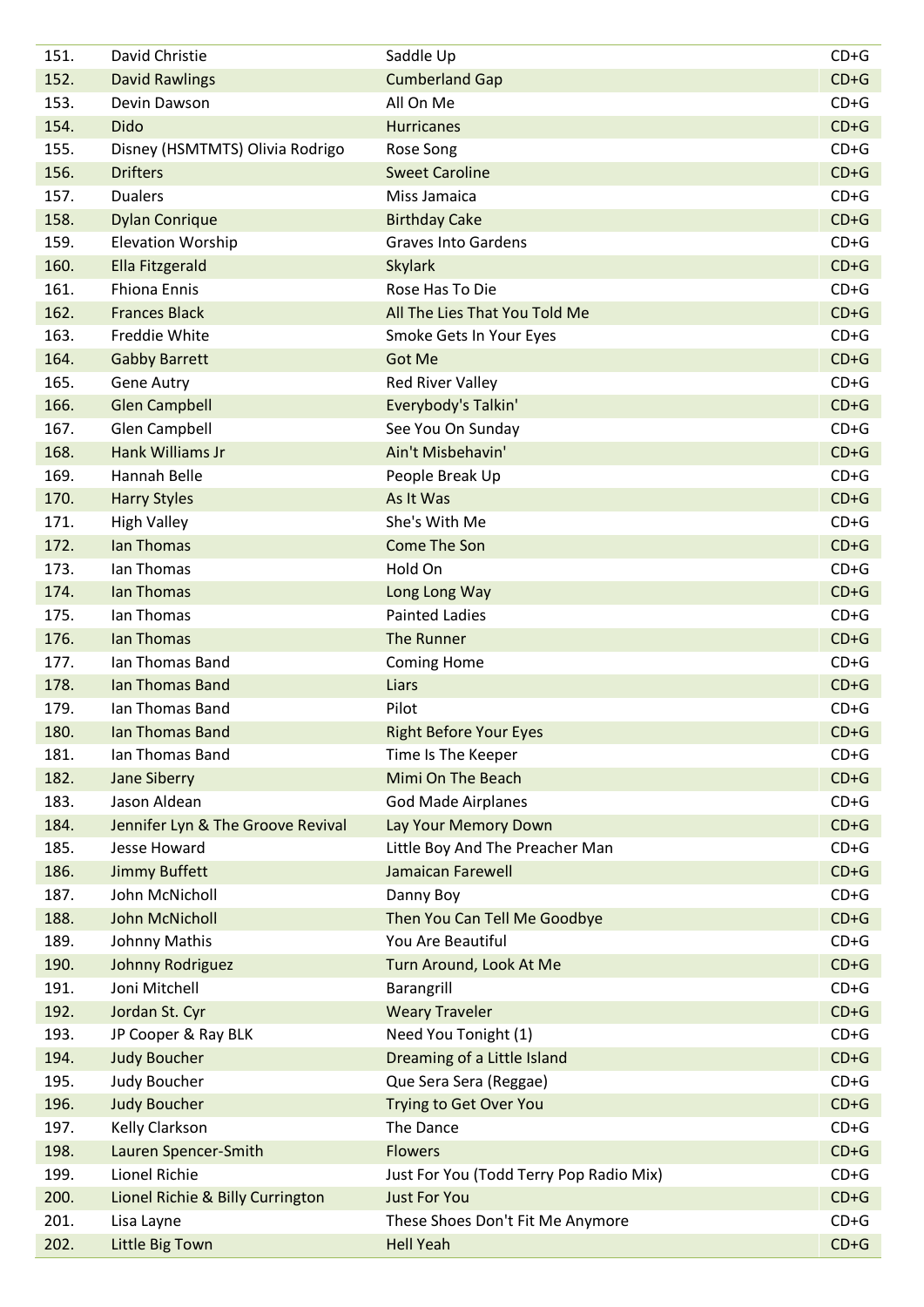| 151. | David Christie | Saddle Up | CD+G |
|---|---|---|---|
| 152. | David Rawlings | Cumberland Gap | CD+G |
| 153. | Devin Dawson | All On Me | CD+G |
| 154. | Dido | Hurricanes | CD+G |
| 155. | Disney (HSMTMTS) Olivia Rodrigo | Rose Song | CD+G |
| 156. | Drifters | Sweet Caroline | CD+G |
| 157. | Dualers | Miss Jamaica | CD+G |
| 158. | Dylan Conrique | Birthday Cake | CD+G |
| 159. | Elevation Worship | Graves Into Gardens | CD+G |
| 160. | Ella Fitzgerald | Skylark | CD+G |
| 161. | Fhiona Ennis | Rose Has To Die | CD+G |
| 162. | Frances Black | All The Lies That You Told Me | CD+G |
| 163. | Freddie White | Smoke Gets In Your Eyes | CD+G |
| 164. | Gabby Barrett | Got Me | CD+G |
| 165. | Gene Autry | Red River Valley | CD+G |
| 166. | Glen Campbell | Everybody's Talkin' | CD+G |
| 167. | Glen Campbell | See You On Sunday | CD+G |
| 168. | Hank Williams Jr | Ain't Misbehavin' | CD+G |
| 169. | Hannah Belle | People Break Up | CD+G |
| 170. | Harry Styles | As It Was | CD+G |
| 171. | High Valley | She's With Me | CD+G |
| 172. | Ian Thomas | Come The Son | CD+G |
| 173. | Ian Thomas | Hold On | CD+G |
| 174. | Ian Thomas | Long Long Way | CD+G |
| 175. | Ian Thomas | Painted Ladies | CD+G |
| 176. | Ian Thomas | The Runner | CD+G |
| 177. | Ian Thomas Band | Coming Home | CD+G |
| 178. | Ian Thomas Band | Liars | CD+G |
| 179. | Ian Thomas Band | Pilot | CD+G |
| 180. | Ian Thomas Band | Right Before Your Eyes | CD+G |
| 181. | Ian Thomas Band | Time Is The Keeper | CD+G |
| 182. | Jane Siberry | Mimi On The Beach | CD+G |
| 183. | Jason Aldean | God Made Airplanes | CD+G |
| 184. | Jennifer Lyn & The Groove Revival | Lay Your Memory Down | CD+G |
| 185. | Jesse Howard | Little Boy And The Preacher Man | CD+G |
| 186. | Jimmy Buffett | Jamaican Farewell | CD+G |
| 187. | John McNicholl | Danny Boy | CD+G |
| 188. | John McNicholl | Then You Can Tell Me Goodbye | CD+G |
| 189. | Johnny Mathis | You Are Beautiful | CD+G |
| 190. | Johnny Rodriguez | Turn Around, Look At Me | CD+G |
| 191. | Joni Mitchell | Barangrill | CD+G |
| 192. | Jordan St. Cyr | Weary Traveler | CD+G |
| 193. | JP Cooper & Ray BLK | Need You Tonight (1) | CD+G |
| 194. | Judy Boucher | Dreaming of a Little Island | CD+G |
| 195. | Judy Boucher | Que Sera Sera (Reggae) | CD+G |
| 196. | Judy Boucher | Trying to Get Over You | CD+G |
| 197. | Kelly Clarkson | The Dance | CD+G |
| 198. | Lauren Spencer-Smith | Flowers | CD+G |
| 199. | Lionel Richie | Just For You (Todd Terry Pop Radio Mix) | CD+G |
| 200. | Lionel Richie & Billy Currington | Just For You | CD+G |
| 201. | Lisa Layne | These Shoes Don't Fit Me Anymore | CD+G |
| 202. | Little Big Town | Hell Yeah | CD+G |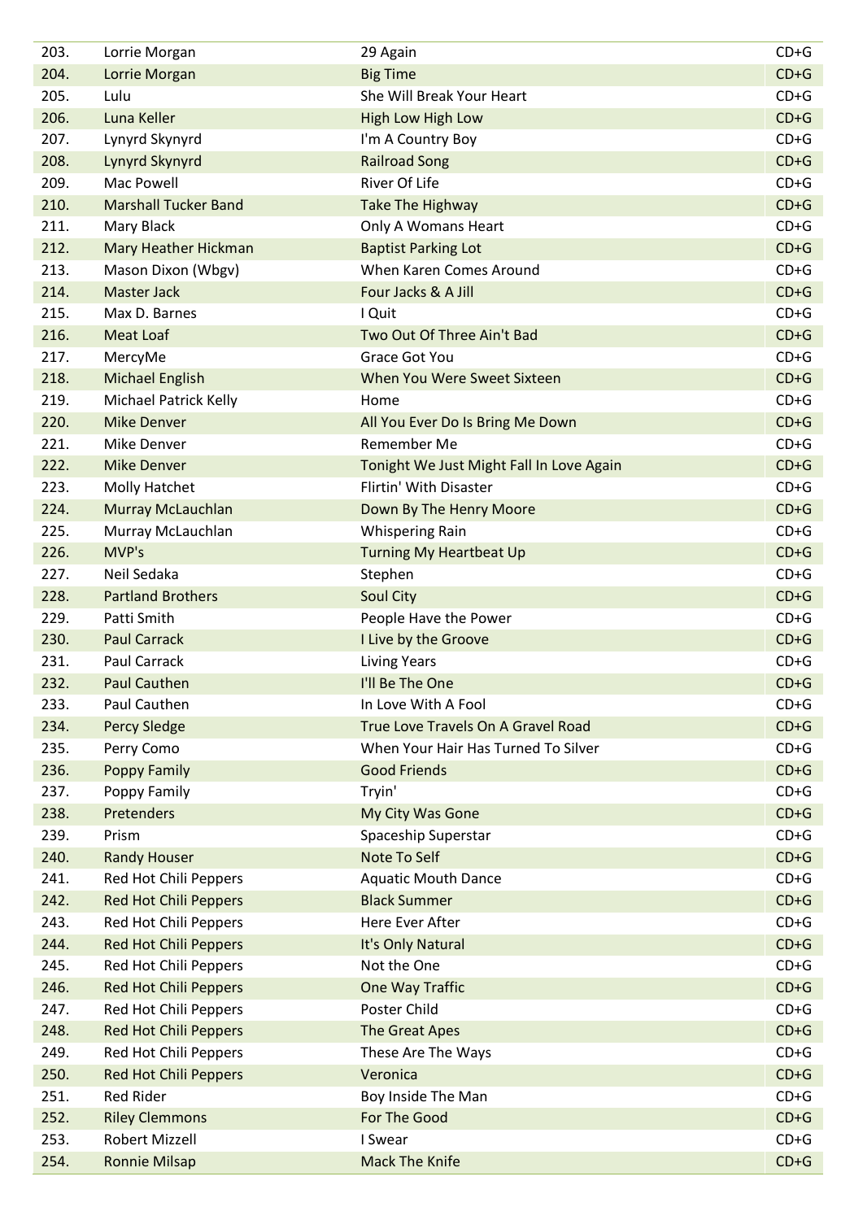| | | | |
|---|---|---|---|
| 203. | Lorrie Morgan | 29 Again | CD+G |
| 204. | Lorrie Morgan | Big Time | CD+G |
| 205. | Lulu | She Will Break Your Heart | CD+G |
| 206. | Luna Keller | High Low High Low | CD+G |
| 207. | Lynyrd Skynyrd | I'm A Country Boy | CD+G |
| 208. | Lynyrd Skynyrd | Railroad Song | CD+G |
| 209. | Mac Powell | River Of Life | CD+G |
| 210. | Marshall Tucker Band | Take The Highway | CD+G |
| 211. | Mary Black | Only A Womans Heart | CD+G |
| 212. | Mary Heather Hickman | Baptist Parking Lot | CD+G |
| 213. | Mason Dixon (Wbgv) | When Karen Comes Around | CD+G |
| 214. | Master Jack | Four Jacks & A Jill | CD+G |
| 215. | Max D. Barnes | I Quit | CD+G |
| 216. | Meat Loaf | Two Out Of Three Ain't Bad | CD+G |
| 217. | MercyMe | Grace Got You | CD+G |
| 218. | Michael English | When You Were Sweet Sixteen | CD+G |
| 219. | Michael Patrick Kelly | Home | CD+G |
| 220. | Mike Denver | All You Ever Do Is Bring Me Down | CD+G |
| 221. | Mike Denver | Remember Me | CD+G |
| 222. | Mike Denver | Tonight We Just Might Fall In Love Again | CD+G |
| 223. | Molly Hatchet | Flirtin' With Disaster | CD+G |
| 224. | Murray McLauchlan | Down By The Henry Moore | CD+G |
| 225. | Murray McLauchlan | Whispering Rain | CD+G |
| 226. | MVP's | Turning My Heartbeat Up | CD+G |
| 227. | Neil Sedaka | Stephen | CD+G |
| 228. | Partland Brothers | Soul City | CD+G |
| 229. | Patti Smith | People Have the Power | CD+G |
| 230. | Paul Carrack | I Live by the Groove | CD+G |
| 231. | Paul Carrack | Living Years | CD+G |
| 232. | Paul Cauthen | I'll Be The One | CD+G |
| 233. | Paul Cauthen | In Love With A Fool | CD+G |
| 234. | Percy Sledge | True Love Travels On A Gravel Road | CD+G |
| 235. | Perry Como | When Your Hair Has Turned To Silver | CD+G |
| 236. | Poppy Family | Good Friends | CD+G |
| 237. | Poppy Family | Tryin' | CD+G |
| 238. | Pretenders | My City Was Gone | CD+G |
| 239. | Prism | Spaceship Superstar | CD+G |
| 240. | Randy Houser | Note To Self | CD+G |
| 241. | Red Hot Chili Peppers | Aquatic Mouth Dance | CD+G |
| 242. | Red Hot Chili Peppers | Black Summer | CD+G |
| 243. | Red Hot Chili Peppers | Here Ever After | CD+G |
| 244. | Red Hot Chili Peppers | It's Only Natural | CD+G |
| 245. | Red Hot Chili Peppers | Not the One | CD+G |
| 246. | Red Hot Chili Peppers | One Way Traffic | CD+G |
| 247. | Red Hot Chili Peppers | Poster Child | CD+G |
| 248. | Red Hot Chili Peppers | The Great Apes | CD+G |
| 249. | Red Hot Chili Peppers | These Are The Ways | CD+G |
| 250. | Red Hot Chili Peppers | Veronica | CD+G |
| 251. | Red Rider | Boy Inside The Man | CD+G |
| 252. | Riley Clemmons | For The Good | CD+G |
| 253. | Robert Mizzell | I Swear | CD+G |
| 254. | Ronnie Milsap | Mack The Knife | CD+G |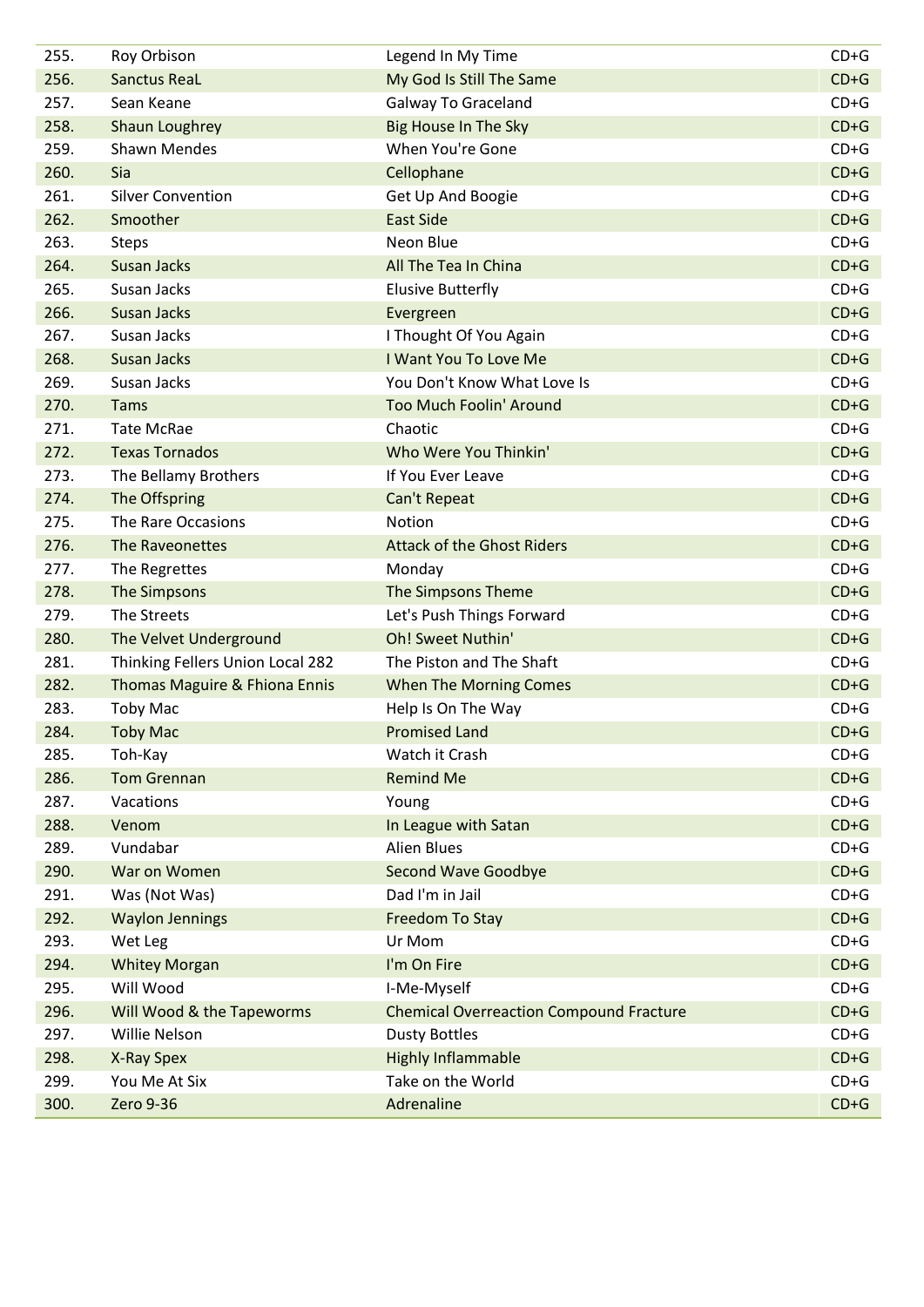| | | | |
|---|---|---|---|
| 255. | Roy Orbison | Legend In My Time | CD+G |
| 256. | Sanctus ReaL | My God Is Still The Same | CD+G |
| 257. | Sean Keane | Galway To Graceland | CD+G |
| 258. | Shaun Loughrey | Big House In The Sky | CD+G |
| 259. | Shawn Mendes | When You're Gone | CD+G |
| 260. | Sia | Cellophane | CD+G |
| 261. | Silver Convention | Get Up And Boogie | CD+G |
| 262. | Smoother | East Side | CD+G |
| 263. | Steps | Neon Blue | CD+G |
| 264. | Susan Jacks | All The Tea In China | CD+G |
| 265. | Susan Jacks | Elusive Butterfly | CD+G |
| 266. | Susan Jacks | Evergreen | CD+G |
| 267. | Susan Jacks | I Thought Of You Again | CD+G |
| 268. | Susan Jacks | I Want You To Love Me | CD+G |
| 269. | Susan Jacks | You Don't Know What Love Is | CD+G |
| 270. | Tams | Too Much Foolin' Around | CD+G |
| 271. | Tate McRae | Chaotic | CD+G |
| 272. | Texas Tornados | Who Were You Thinkin' | CD+G |
| 273. | The Bellamy Brothers | If You Ever Leave | CD+G |
| 274. | The Offspring | Can't Repeat | CD+G |
| 275. | The Rare Occasions | Notion | CD+G |
| 276. | The Raveonettes | Attack of the Ghost Riders | CD+G |
| 277. | The Regrettes | Monday | CD+G |
| 278. | The Simpsons | The Simpsons Theme | CD+G |
| 279. | The Streets | Let's Push Things Forward | CD+G |
| 280. | The Velvet Underground | Oh! Sweet Nuthin' | CD+G |
| 281. | Thinking Fellers Union Local 282 | The Piston and The Shaft | CD+G |
| 282. | Thomas Maguire & Fiona Ennis | When The Morning Comes | CD+G |
| 283. | Toby Mac | Help Is On The Way | CD+G |
| 284. | Toby Mac | Promised Land | CD+G |
| 285. | Toh-Kay | Watch it Crash | CD+G |
| 286. | Tom Grennan | Remind Me | CD+G |
| 287. | Vacations | Young | CD+G |
| 288. | Venom | In League with Satan | CD+G |
| 289. | Vundabar | Alien Blues | CD+G |
| 290. | War on Women | Second Wave Goodbye | CD+G |
| 291. | Was (Not Was) | Dad I'm in Jail | CD+G |
| 292. | Waylon Jennings | Freedom To Stay | CD+G |
| 293. | Wet Leg | Ur Mom | CD+G |
| 294. | Whitey Morgan | I'm On Fire | CD+G |
| 295. | Will Wood | I-Me-Myself | CD+G |
| 296. | Will Wood & the Tapeworms | Chemical Overreaction Compound Fracture | CD+G |
| 297. | Willie Nelson | Dusty Bottles | CD+G |
| 298. | X-Ray Spex | Highly Inflammable | CD+G |
| 299. | You Me At Six | Take on the World | CD+G |
| 300. | Zero 9-36 | Adrenaline | CD+G |